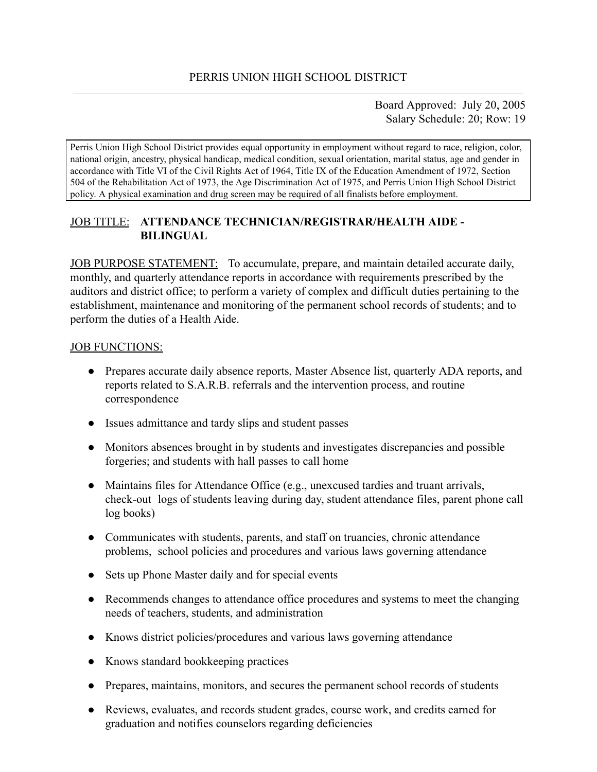# PERRIS UNION HIGH SCHOOL DISTRICT

Board Approved: July 20, 2005
Salary Schedule: 20; Row: 19

Perris Union High School District provides equal opportunity in employment without regard to race, religion, color, national origin, ancestry, physical handicap, medical condition, sexual orientation, marital status, age and gender in accordance with Title VI of the Civil Rights Act of 1964, Title IX of the Education Amendment of 1972, Section 504 of the Rehabilitation Act of 1973, the Age Discrimination Act of 1975, and Perris Union High School District policy. A physical examination and drug screen may be required of all finalists before employment.

<u>JOB TITLE:</u> **ATTENDANCE TECHNICIAN/REGISTRAR/HEALTH AIDE - BILINGUAL**

<u>JOB PURPOSE STATEMENT:</u> To accumulate, prepare, and maintain detailed accurate daily, monthly, and quarterly attendance reports in accordance with requirements prescribed by the auditors and district office; to perform a variety of complex and difficult duties pertaining to the establishment, maintenance and monitoring of the permanent school records of students; and to perform the duties of a Health Aide.

<u>JOB FUNCTIONS:</u>

- Prepares accurate daily absence reports, Master Absence list, quarterly ADA reports, and reports related to S.A.R.B. referrals and the intervention process, and routine correspondence
- Issues admittance and tardy slips and student passes
- Monitors absences brought in by students and investigates discrepancies and possible forgeries; and students with hall passes to call home
- Maintains files for Attendance Office (e.g., unexcused tardies and truant arrivals, check-out logs of students leaving during day, student attendance files, parent phone call log books)
- Communicates with students, parents, and staff on truancies, chronic attendance problems, school policies and procedures and various laws governing attendance
- Sets up Phone Master daily and for special events
- Recommends changes to attendance office procedures and systems to meet the changing needs of teachers, students, and administration
- Knows district policies/procedures and various laws governing attendance
- Knows standard bookkeeping practices
- Prepares, maintains, monitors, and secures the permanent school records of students
- Reviews, evaluates, and records student grades, course work, and credits earned for graduation and notifies counselors regarding deficiencies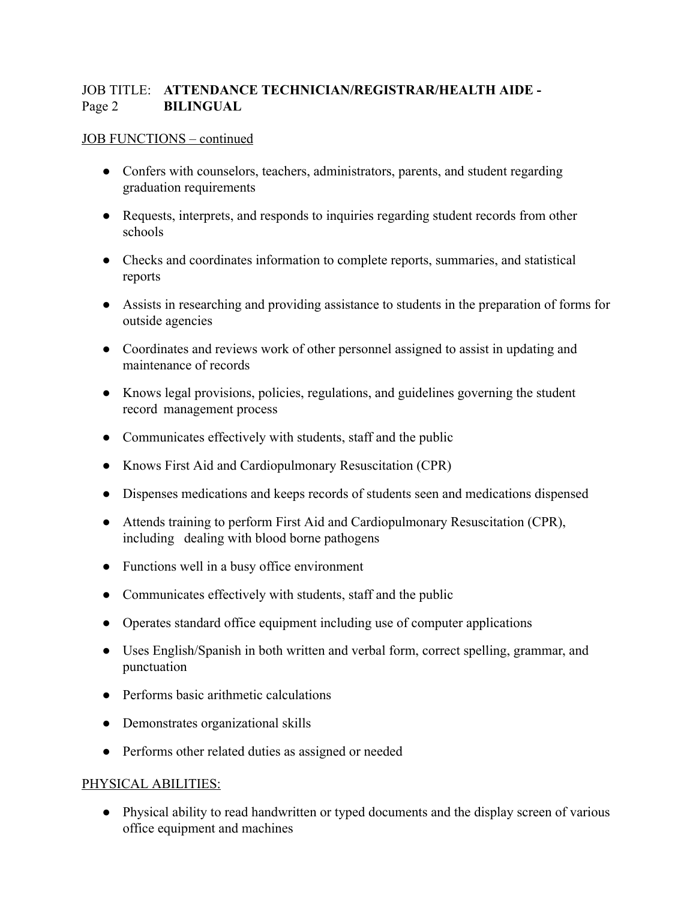JOB TITLE: **ATTENDANCE TECHNICIAN/REGISTRAR/HEALTH AIDE - BILINGUAL**

Page 2

JOB FUNCTIONS – continued

- Confers with counselors, teachers, administrators, parents, and student regarding graduation requirements
- Requests, interprets, and responds to inquiries regarding student records from other schools
- Checks and coordinates information to complete reports, summaries, and statistical reports
- Assists in researching and providing assistance to students in the preparation of forms for outside agencies
- Coordinates and reviews work of other personnel assigned to assist in updating and maintenance of records
- Knows legal provisions, policies, regulations, and guidelines governing the student record management process
- Communicates effectively with students, staff and the public
- Knows First Aid and Cardiopulmonary Resuscitation (CPR)
- Dispenses medications and keeps records of students seen and medications dispensed
- Attends training to perform First Aid and Cardiopulmonary Resuscitation (CPR), including dealing with blood borne pathogens
- Functions well in a busy office environment
- Communicates effectively with students, staff and the public
- Operates standard office equipment including use of computer applications
- Uses English/Spanish in both written and verbal form, correct spelling, grammar, and punctuation
- Performs basic arithmetic calculations
- Demonstrates organizational skills
- Performs other related duties as assigned or needed

PHYSICAL ABILITIES:

- Physical ability to read handwritten or typed documents and the display screen of various office equipment and machines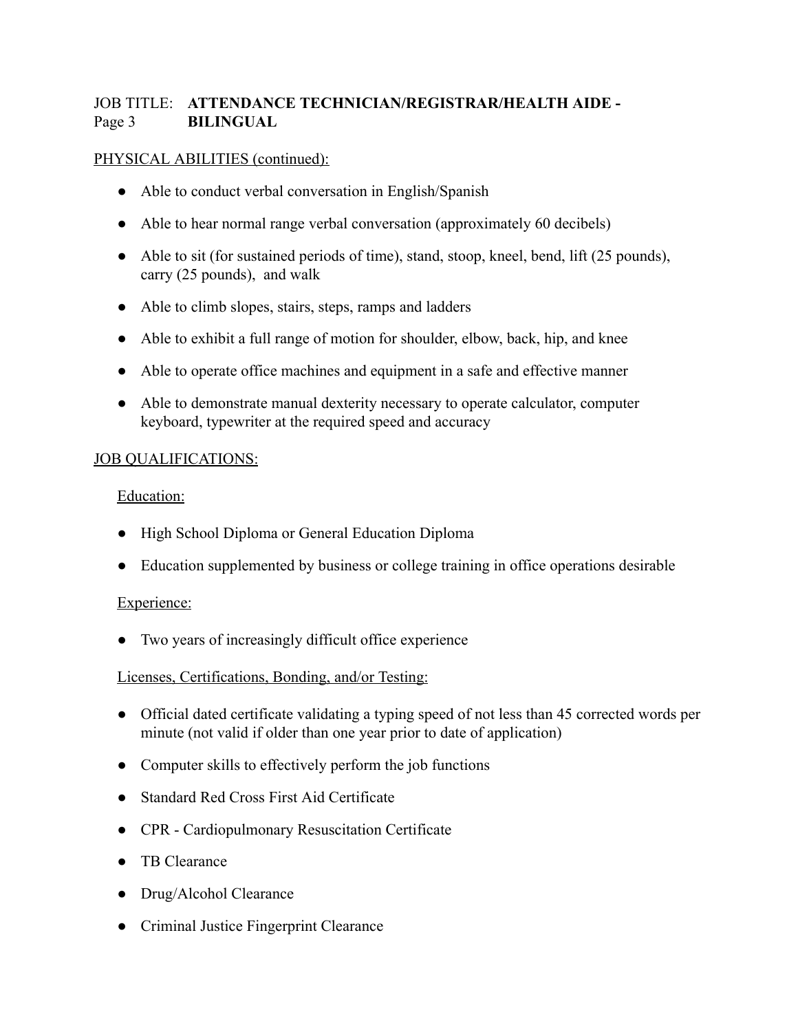JOB TITLE: **ATTENDANCE TECHNICIAN/REGISTRAR/HEALTH AIDE - BILINGUAL**

PHYSICAL ABILITIES (continued):

- Able to conduct verbal conversation in English/Spanish
- Able to hear normal range verbal conversation (approximately 60 decibels)
- Able to sit (for sustained periods of time), stand, stoop, kneel, bend, lift (25 pounds), carry (25 pounds), and walk
- Able to climb slopes, stairs, steps, ramps and ladders
- Able to exhibit a full range of motion for shoulder, elbow, back, hip, and knee
- Able to operate office machines and equipment in a safe and effective manner
- Able to demonstrate manual dexterity necessary to operate calculator, computer keyboard, typewriter at the required speed and accuracy

JOB QUALIFICATIONS:

Education:

- High School Diploma or General Education Diploma
- Education supplemented by business or college training in office operations desirable

Experience:

- Two years of increasingly difficult office experience

Licenses, Certifications, Bonding, and/or Testing:

- Official dated certificate validating a typing speed of not less than 45 corrected words per minute (not valid if older than one year prior to date of application)
- Computer skills to effectively perform the job functions
- Standard Red Cross First Aid Certificate
- CPR - Cardiopulmonary Resuscitation Certificate
- TB Clearance
- Drug/Alcohol Clearance
- Criminal Justice Fingerprint Clearance